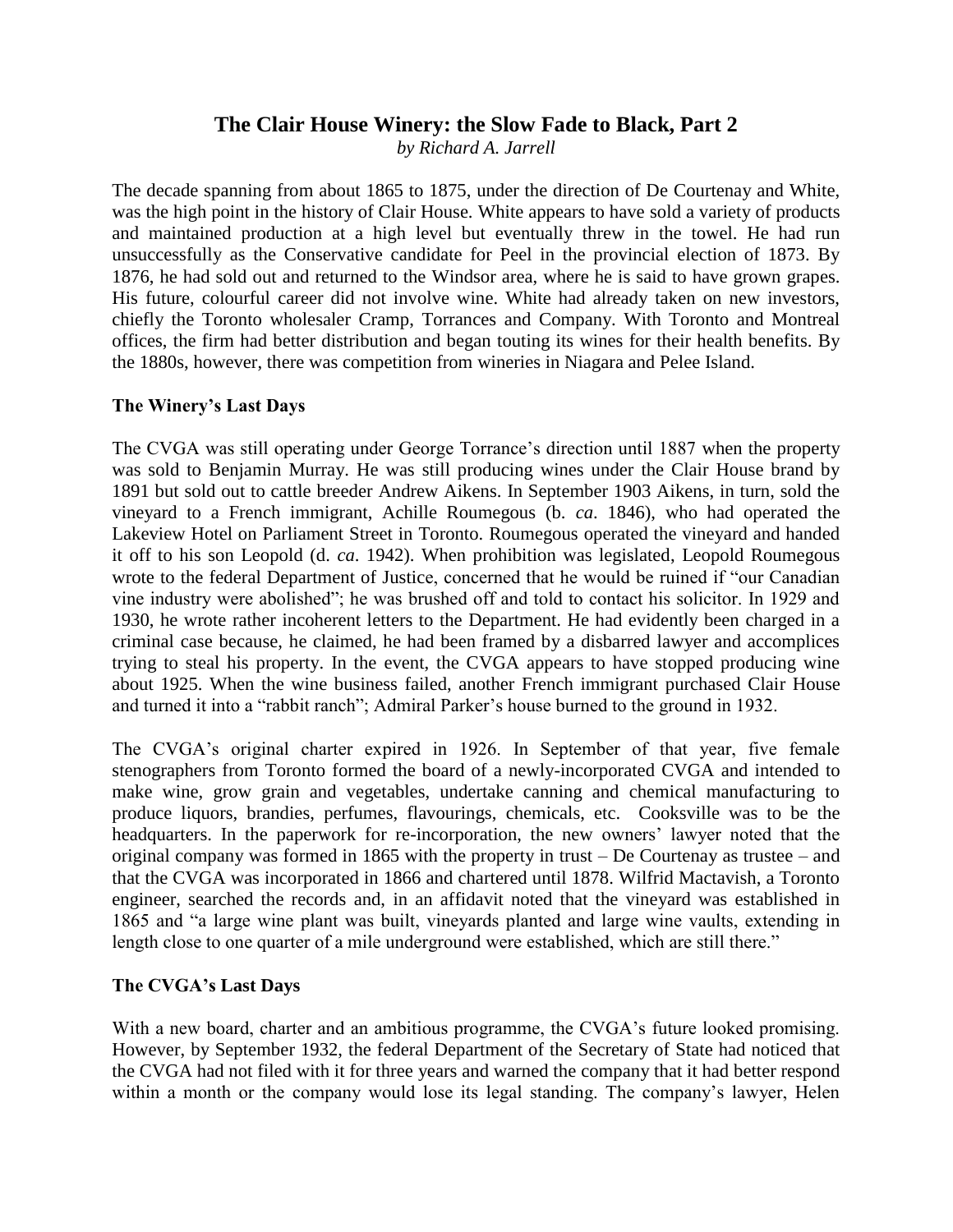# The Clair House Winery: the Slow Fade to Black, Part 2

*by Richard A. Jarrell*

The decade spanning from about 1865 to 1875, under the direction of De Courtenay and White, was the high point in the history of Clair House. White appears to have sold a variety of products and maintained production at a high level but eventually threw in the towel. He had run unsuccessfully as the Conservative candidate for Peel in the provincial election of 1873. By 1876, he had sold out and returned to the Windsor area, where he is said to have grown grapes. His future, colourful career did not involve wine. White had already taken on new investors, chiefly the Toronto wholesaler Cramp, Torrances and Company. With Toronto and Montreal offices, the firm had better distribution and began touting its wines for their health benefits. By the 1880s, however, there was competition from wineries in Niagara and Pelee Island.

## The Winery's Last Days

The CVGA was still operating under George Torrance's direction until 1887 when the property was sold to Benjamin Murray. He was still producing wines under the Clair House brand by 1891 but sold out to cattle breeder Andrew Aikens. In September 1903 Aikens, in turn, sold the vineyard to a French immigrant, Achille Roumegous (b. *ca*. 1846), who had operated the Lakeview Hotel on Parliament Street in Toronto. Roumegous operated the vineyard and handed it off to his son Leopold (d. *ca*. 1942). When prohibition was legislated, Leopold Roumegous wrote to the federal Department of Justice, concerned that he would be ruined if "our Canadian vine industry were abolished"; he was brushed off and told to contact his solicitor. In 1929 and 1930, he wrote rather incoherent letters to the Department. He had evidently been charged in a criminal case because, he claimed, he had been framed by a disbarred lawyer and accomplices trying to steal his property. In the event, the CVGA appears to have stopped producing wine about 1925. When the wine business failed, another French immigrant purchased Clair House and turned it into a "rabbit ranch"; Admiral Parker's house burned to the ground in 1932.

The CVGA's original charter expired in 1926. In September of that year, five female stenographers from Toronto formed the board of a newly-incorporated CVGA and intended to make wine, grow grain and vegetables, undertake canning and chemical manufacturing to produce liquors, brandies, perfumes, flavourings, chemicals, etc. Cooksville was to be the headquarters. In the paperwork for re-incorporation, the new owners' lawyer noted that the original company was formed in 1865 with the property in trust – De Courtenay as trustee – and that the CVGA was incorporated in 1866 and chartered until 1878. Wilfrid Mactavish, a Toronto engineer, searched the records and, in an affidavit noted that the vineyard was established in 1865 and "a large wine plant was built, vineyards planted and large wine vaults, extending in length close to one quarter of a mile underground were established, which are still there."

## The CVGA's Last Days

With a new board, charter and an ambitious programme, the CVGA's future looked promising. However, by September 1932, the federal Department of the Secretary of State had noticed that the CVGA had not filed with it for three years and warned the company that it had better respond within a month or the company would lose its legal standing. The company's lawyer, Helen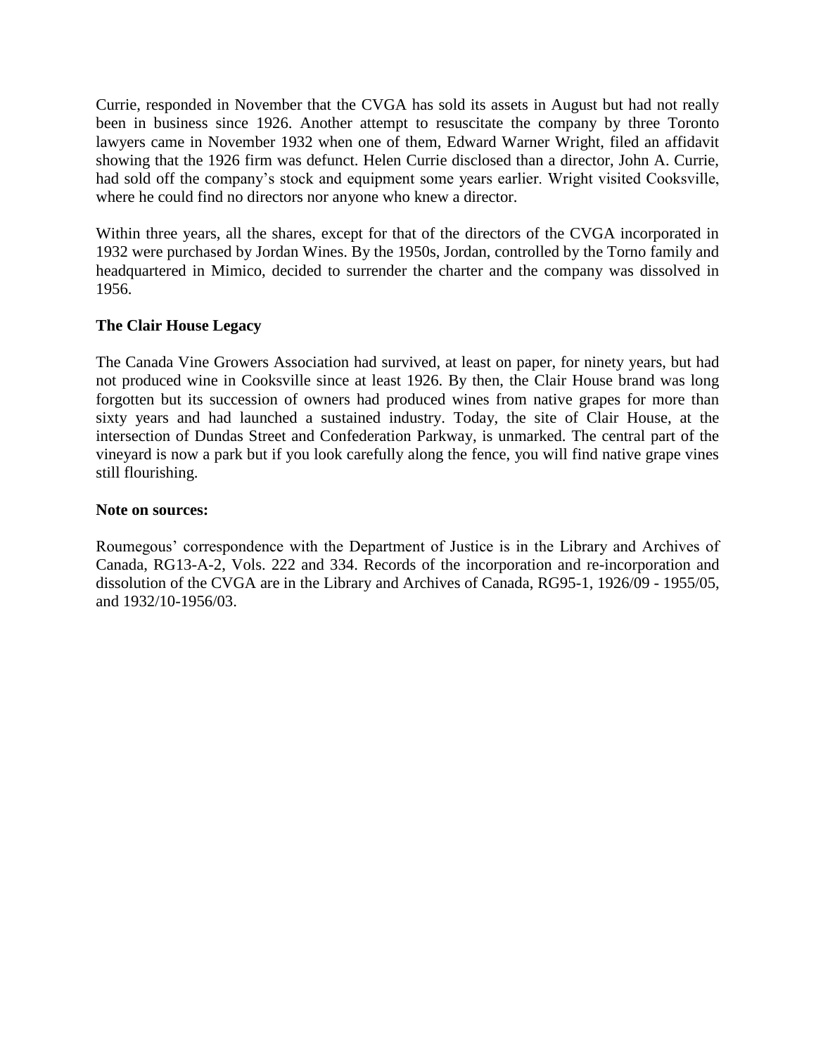Currie, responded in November that the CVGA has sold its assets in August but had not really been in business since 1926. Another attempt to resuscitate the company by three Toronto lawyers came in November 1932 when one of them, Edward Warner Wright, filed an affidavit showing that the 1926 firm was defunct. Helen Currie disclosed than a director, John A. Currie, had sold off the company's stock and equipment some years earlier. Wright visited Cooksville, where he could find no directors nor anyone who knew a director.

Within three years, all the shares, except for that of the directors of the CVGA incorporated in 1932 were purchased by Jordan Wines. By the 1950s, Jordan, controlled by the Torno family and headquartered in Mimico, decided to surrender the charter and the company was dissolved in 1956.

**The Clair House Legacy**

The Canada Vine Growers Association had survived, at least on paper, for ninety years, but had not produced wine in Cooksville since at least 1926. By then, the Clair House brand was long forgotten but its succession of owners had produced wines from native grapes for more than sixty years and had launched a sustained industry. Today, the site of Clair House, at the intersection of Dundas Street and Confederation Parkway, is unmarked. The central part of the vineyard is now a park but if you look carefully along the fence, you will find native grape vines still flourishing.

**Note on sources:**

Roumegous' correspondence with the Department of Justice is in the Library and Archives of Canada, RG13-A-2, Vols. 222 and 334. Records of the incorporation and re-incorporation and dissolution of the CVGA are in the Library and Archives of Canada, RG95-1, 1926/09 - 1955/05, and 1932/10-1956/03.